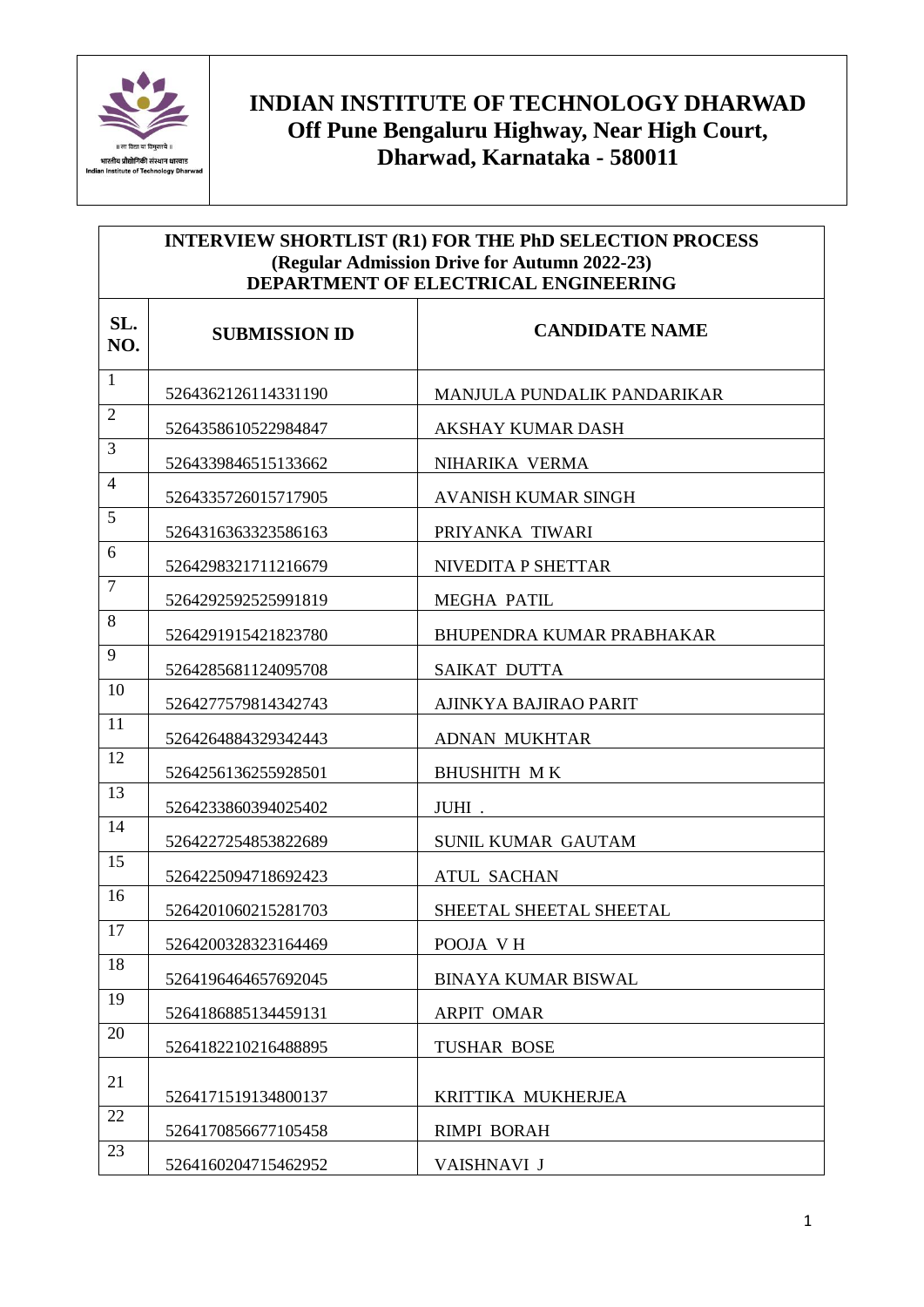# INDIAN INSTITUTE OF TECHNOLOGY DHARWAD
## Off Pune Bengaluru Highway, Near High Court, Dharwad, Karnataka - 580011

### INTERVIEW SHORTLIST (R1) FOR THE PhD SELECTION PROCESS
**(Regular Admission Drive for Autumn 2022-23)**
**DEPARTMENT OF ELECTRICAL ENGINEERING**

| SL. NO. | SUBMISSION ID | CANDIDATE NAME |
|---|---|---|
| 1 | 5264362126114331190 | MANJULA PUNDALIK PANDARIKAR |
| 2 | 5264358610522984847 | AKSHAY KUMAR DASH |
| 3 | 5264339846515133662 | NIHARIKA VERMA |
| 4 | 5264335726015717905 | AVANISH KUMAR SINGH |
| 5 | 5264316363323586163 | PRIYANKA TIWARI |
| 6 | 5264298321711216679 | NIVEDITA P SHETTAR |
| 7 | 5264292592525991819 | MEGHA PATIL |
| 8 | 5264291915421823780 | BHUPENDRA KUMAR PRABHAKAR |
| 9 | 5264285681124095708 | SAIKAT DUTTA |
| 10 | 5264277579814342743 | AJINKYA BAJIRAO PARIT |
| 11 | 5264264884329342443 | ADNAN MUKHTAR |
| 12 | 5264256136255928501 | BHUSHITH M K |
| 13 | 5264233860394025402 | JUHI . |
| 14 | 5264227254853822689 | SUNIL KUMAR GAUTAM |
| 15 | 5264225094718692423 | ATUL SACHAN |
| 16 | 5264201060215281703 | SHEETAL SHEETAL SHEETAL |
| 17 | 5264200328323164469 | POOJA V H |
| 18 | 5264196464657692045 | BINAYA KUMAR BISWAL |
| 19 | 5264186885134459131 | ARPIT OMAR |
| 20 | 5264182210216488895 | TUSHAR BOSE |
| 21 | 5264171519134800137 | KRITTIKA MUKHERJEA |
| 22 | 5264170856677105458 | RIMPI BORAH |
| 23 | 5264160204715462952 | VAISHNAVI J |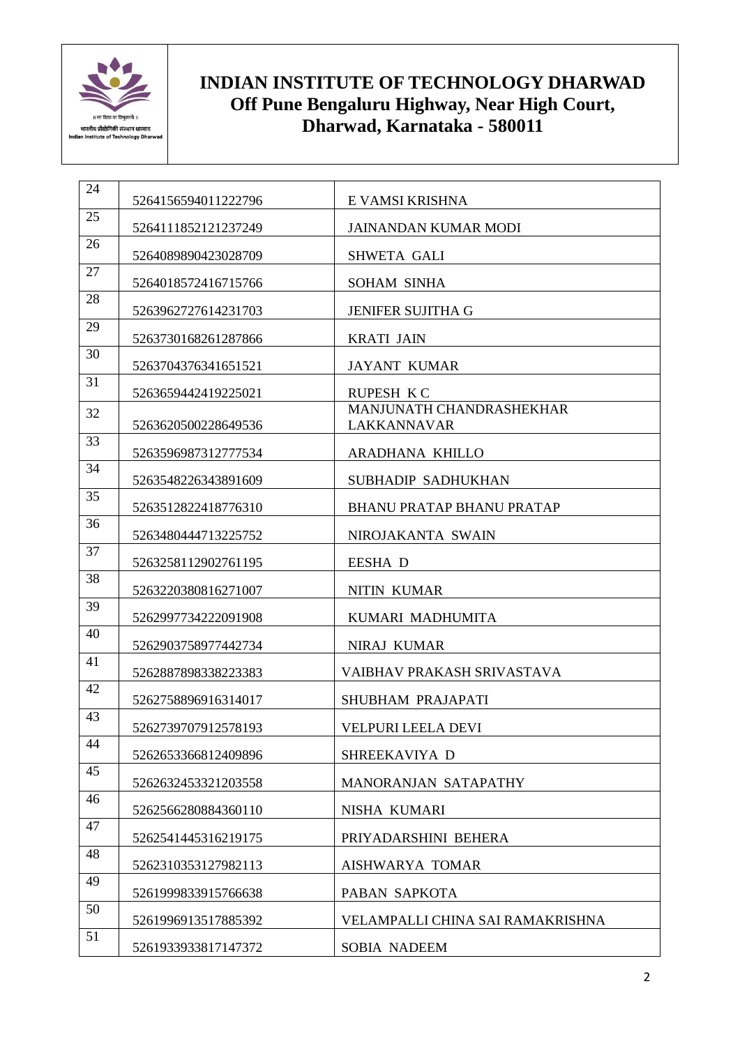# INDIAN INSTITUTE OF TECHNOLOGY DHARWAD
## Off Pune Bengaluru Highway, Near High Court, Dharwad, Karnataka - 580011

| | | |
|---|---|---|
| 24 | 5264156594011222796 | E VAMSI KRISHNA |
| 25 | 5264111852121237249 | JAINANDAN KUMAR MODI |
| 26 | 5264089890423028709 | SHWETA GALI |
| 27 | 5264018572416715766 | SOHAM SINHA |
| 28 | 5263962727614231703 | JENIFER SUJITHA G |
| 29 | 5263730168261287866 | KRATI JAIN |
| 30 | 5263704376341651521 | JAYANT KUMAR |
| 31 | 5263659442419225021 | RUPESH K C |
| 32 | 5263620500228649536 | MANJUNATH CHANDRASHEKHAR LAKKANNAVAR |
| 33 | 5263596987312777534 | ARADHANA KHILLO |
| 34 | 5263548226343891609 | SUBHADIP SADHUKHAN |
| 35 | 5263512822418776310 | BHANU PRATAP BHANU PRATAP |
| 36 | 5263480444713225752 | NIROJAKANTA SWAIN |
| 37 | 5263258112902761195 | EESHA D |
| 38 | 5263220380816271007 | NITIN KUMAR |
| 39 | 5262997734222091908 | KUMARI MADHUMITA |
| 40 | 5262903758977442734 | NIRAJ KUMAR |
| 41 | 5262887898338223383 | VAIBHAV PRAKASH SRIVASTAVA |
| 42 | 5262758896916314017 | SHUBHAM PRAJAPATI |
| 43 | 5262739707912578193 | VELPURI LEELA DEVI |
| 44 | 5262653366812409896 | SHREEKAVIYA D |
| 45 | 5262632453321203558 | MANORANJAN SATAPATHY |
| 46 | 5262566280884360110 | NISHA KUMARI |
| 47 | 5262541445316219175 | PRIYADARSHINI BEHERA |
| 48 | 5262310353127982113 | AISHWARYA TOMAR |
| 49 | 5261999833915766638 | PABAN SAPKOTA |
| 50 | 5261996913517885392 | VELAMPALLI CHINA SAI RAMAKRISHNA |
| 51 | 5261933933817147372 | SOBIA NADEEM |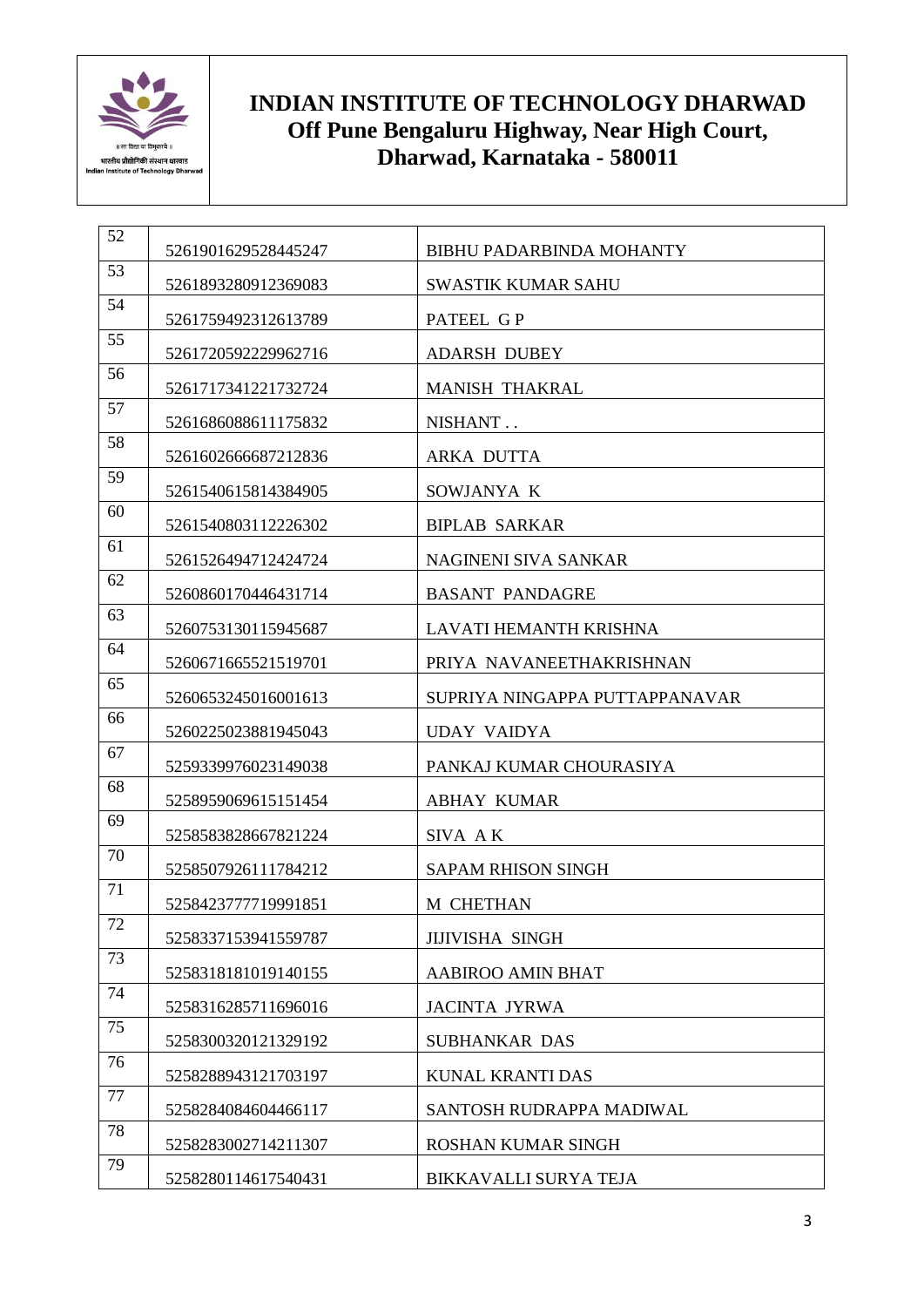**INDIAN INSTITUTE OF TECHNOLOGY DHARWAD**
**Off Pune Bengaluru Highway, Near High Court, Dharwad, Karnataka - 580011**

| | | |
|---|---|---|
| 52 | 5261901629528445247 | BIBHU PADARBINDA MOHANTY |
| 53 | 5261893280912369083 | SWASTIK KUMAR SAHU |
| 54 | 5261759492312613789 | PATEEL G P |
| 55 | 5261720592229962716 | ADARSH DUBEY |
| 56 | 5261717341221732724 | MANISH THAKRAL |
| 57 | 5261686088611175832 | NISHANT . . |
| 58 | 5261602666687212836 | ARKA DUTTA |
| 59 | 5261540615814384905 | SOWJANYA K |
| 60 | 5261540803112226302 | BIPLAB SARKAR |
| 61 | 5261526494712424724 | NAGINENI SIVA SANKAR |
| 62 | 5260860170446431714 | BASANT PANDAGRE |
| 63 | 5260753130115945687 | LAVATI HEMANTH KRISHNA |
| 64 | 5260671665521519701 | PRIYA NAVANEETHAKRISHNAN |
| 65 | 5260653245016001613 | SUPRIYA NINGAPPA PUTTAPPANAVAR |
| 66 | 5260225023881945043 | UDAY VAIDYA |
| 67 | 5259339976023149038 | PANKAJ KUMAR CHOURASIYA |
| 68 | 5258959069615151454 | ABHAY KUMAR |
| 69 | 5258583828667821224 | SIVA A K |
| 70 | 5258507926111784212 | SAPAM RHISON SINGH |
| 71 | 5258423777719991851 | M CHETHAN |
| 72 | 5258337153941559787 | JIJIVISHA SINGH |
| 73 | 5258318181019140155 | AABIROO AMIN BHAT |
| 74 | 5258316285711696016 | JACINTA JYRWA |
| 75 | 5258300320121329192 | SUBHANKAR DAS |
| 76 | 5258288943121703197 | KUNAL KRANTI DAS |
| 77 | 5258284084604466117 | SANTOSH RUDRAPPA MADIWAL |
| 78 | 5258283002714211307 | ROSHAN KUMAR SINGH |
| 79 | 5258280114617540431 | BIKKAVALLI SURYA TEJA |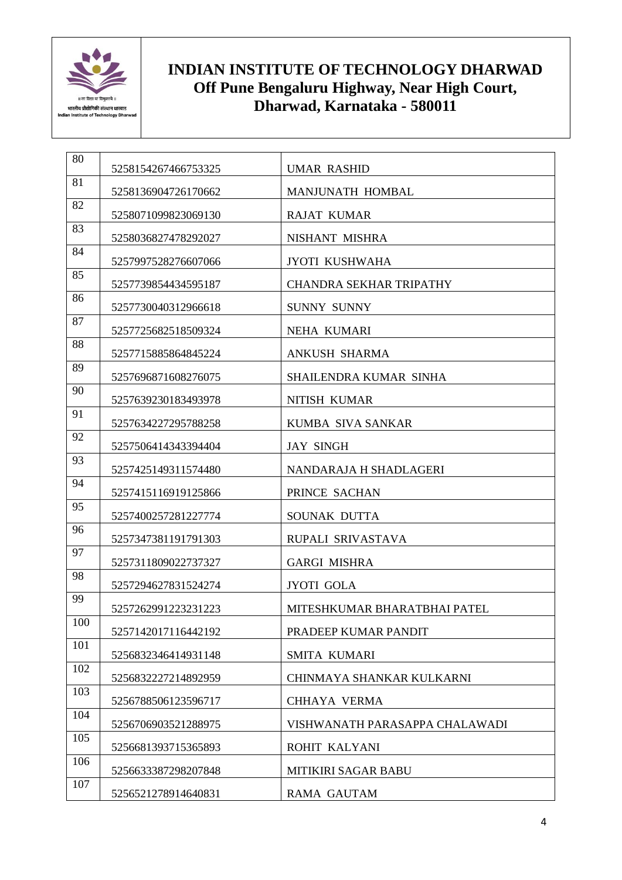# INDIAN INSTITUTE OF TECHNOLOGY DHARWAD
## Off Pune Bengaluru Highway, Near High Court, Dharwad, Karnataka - 580011

| | | |
|---|---|---|
| 80 | 5258154267466753325 | UMAR RASHID |
| 81 | 5258136904726170662 | MANJUNATH HOMBAL |
| 82 | 5258071099823069130 | RAJAT KUMAR |
| 83 | 5258036827478292027 | NISHANT MISHRA |
| 84 | 5257997528276607066 | JYOTI KUSHWAHA |
| 85 | 5257739854434595187 | CHANDRA SEKHAR TRIPATHY |
| 86 | 5257730040312966618 | SUNNY SUNNY |
| 87 | 5257725682518509324 | NEHA KUMARI |
| 88 | 5257715885864845224 | ANKUSH SHARMA |
| 89 | 5257696871608276075 | SHAILENDRA KUMAR SINHA |
| 90 | 5257639230183493978 | NITISH KUMAR |
| 91 | 5257634227295788258 | KUMBA SIVA SANKAR |
| 92 | 5257506414343394404 | JAY SINGH |
| 93 | 5257425149311574480 | NANDARAJA H SHADLAGERI |
| 94 | 5257415116919125866 | PRINCE SACHAN |
| 95 | 5257400257281227774 | SOUNAK DUTTA |
| 96 | 5257347381191791303 | RUPALI SRIVASTAVA |
| 97 | 5257311809022737327 | GARGI MISHRA |
| 98 | 5257294627831524274 | JYOTI GOLA |
| 99 | 5257262991223231223 | MITESHKUMAR BHARATBHAI PATEL |
| 100 | 5257142017116442192 | PRADEEP KUMAR PANDIT |
| 101 | 5256832346414931148 | SMITA KUMARI |
| 102 | 5256832227214892959 | CHINMAYA SHANKAR KULKARNI |
| 103 | 5256788506123596717 | CHHAYA VERMA |
| 104 | 5256706903521288975 | VISHWANATH PARASAPPA CHALAWADI |
| 105 | 5256681393715365893 | ROHIT KALYANI |
| 106 | 5256633387298207848 | MITIKIRI SAGAR BABU |
| 107 | 5256521278914640831 | RAMA GAUTAM |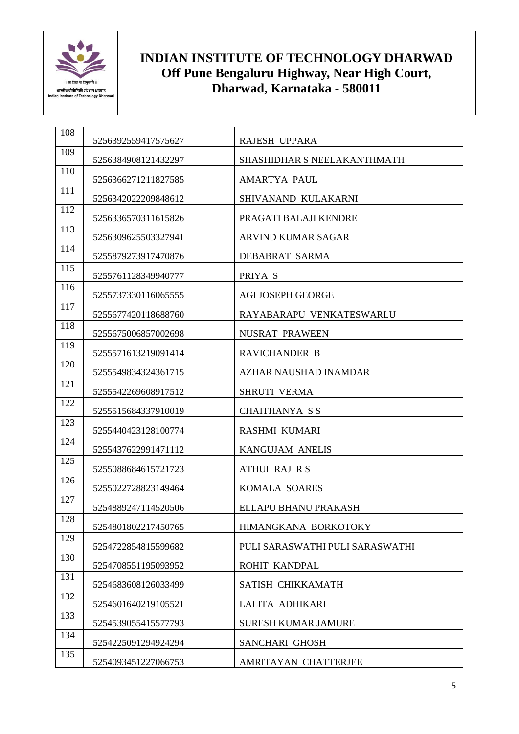# INDIAN INSTITUTE OF TECHNOLOGY DHARWAD
## Off Pune Bengaluru Highway, Near High Court, Dharwad, Karnataka - 580011

| | | |
|---|---|---|
| 108 | 5256392559417575627 | RAJESH UPPARA |
| 109 | 5256384908121432297 | SHASHIDHAR S NEELAKANTHMATH |
| 110 | 5256366271211827585 | AMARTYA PAUL |
| 111 | 5256342022209848612 | SHIVANAND KULAKARNI |
| 112 | 5256336570311615826 | PRAGATI BALAJI KENDRE |
| 113 | 5256309625503327941 | ARVIND KUMAR SAGAR |
| 114 | 5255879273917470876 | DEBABRAT SARMA |
| 115 | 5255761128349940777 | PRIYA S |
| 116 | 5255737330116065555 | AGI JOSEPH GEORGE |
| 117 | 5255677420118688760 | RAYABARAPU VENKATESWARLU |
| 118 | 5255675006857002698 | NUSRAT PRAWEEN |
| 119 | 5255571613219091414 | RAVICHANDER B |
| 120 | 5255549834324361715 | AZHAR NAUSHAD INAMDAR |
| 121 | 5255542269608917512 | SHRUTI VERMA |
| 122 | 5255515684337910019 | CHAITHANYA S S |
| 123 | 5255440423128100774 | RASHMI KUMARI |
| 124 | 5255437622991471112 | KANGUJAM ANELIS |
| 125 | 5255088684615721723 | ATHUL RAJ R S |
| 126 | 5255022728823149464 | KOMALA SOARES |
| 127 | 5254889247114520506 | ELLAPU BHANU PRAKASH |
| 128 | 5254801802217450765 | HIMANGKANA BORKOTOKY |
| 129 | 5254722854815599682 | PULI SARASWATHI PULI SARASWATHI |
| 130 | 5254708551195093952 | ROHIT KANDPAL |
| 131 | 5254683608126033499 | SATISH CHIKKAMATH |
| 132 | 5254601640219105521 | LALITA ADHIKARI |
| 133 | 5254539055415577793 | SURESH KUMAR JAMURE |
| 134 | 5254225091294924294 | SANCHARI GHOSH |
| 135 | 5254093451227066753 | AMRITAYAN CHATTERJEE |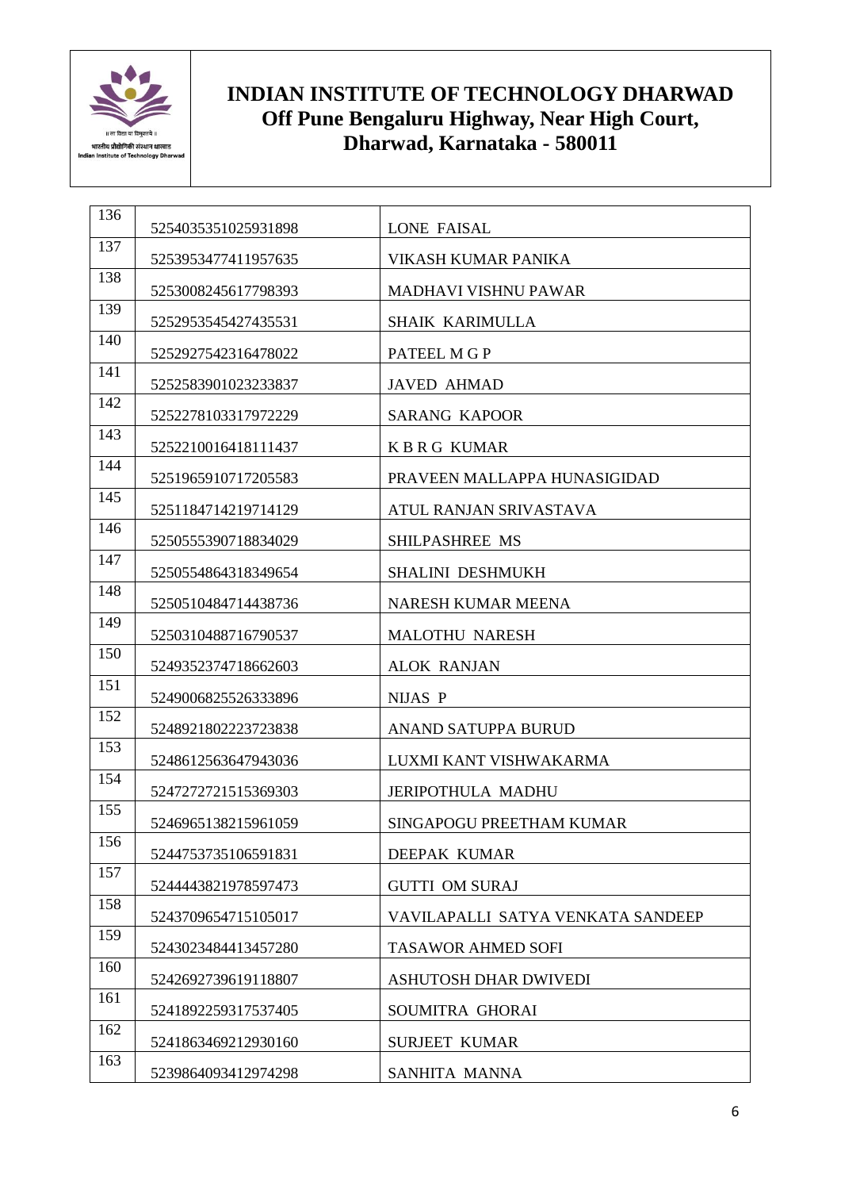# INDIAN INSTITUTE OF TECHNOLOGY DHARWAD
## Off Pune Bengaluru Highway, Near High Court, Dharwad, Karnataka - 580011

| | | |
|---|---|---|
| 136 | 52540353510259318​98 | LONE FAISAL |
| 137 | 5253953477411957635 | VIKASH KUMAR PANIKA |
| 138 | 5253008245617798393 | MADHAVI VISHNU PAWAR |
| 139 | 5252953545427435531 | SHAIK KARIMULLA |
| 140 | 5252927542316478022 | PATEEL M G P |
| 141 | 5252583901023233837 | JAVED AHMAD |
| 142 | 5252278103317972229 | SARANG KAPOOR |
| 143 | 5252210016418111437 | K B R G KUMAR |
| 144 | 5251965910717205583 | PRAVEEN MALLAPPA HUNASIGIDAD |
| 145 | 5251184714219714129 | ATUL RANJAN SRIVASTAVA |
| 146 | 5250555390718834029 | SHILPASHREE MS |
| 147 | 5250554864318349654 | SHALINI DESHMUKH |
| 148 | 5250510484714438736 | NARESH KUMAR MEENA |
| 149 | 5250310488716790537 | MALOTHU NARESH |
| 150 | 5249352374718662603 | ALOK RANJAN |
| 151 | 5249006825526333896 | NIJAS P |
| 152 | 5248921802223723838 | ANAND SATUPPA BURUD |
| 153 | 5248612563647943036 | LUXMI KANT VISHWAKARMA |
| 154 | 5247272721515369303 | JERIPOTHULA MADHU |
| 155 | 5246965138215961059 | SINGAPOGU PREETHAM KUMAR |
| 156 | 5244753735106591831 | DEEPAK KUMAR |
| 157 | 5244443821978597473 | GUTTI OM SURAJ |
| 158 | 5243709654715105017 | VAVILAPALLI SATYA VENKATA SANDEEP |
| 159 | 5243023484413457280 | TASAWOR AHMED SOFI |
| 160 | 5242692739619118807 | ASHUTOSH DHAR DWIVEDI |
| 161 | 5241892259317537405 | SOUMITRA GHORAI |
| 162 | 5241863469212930160 | SURJEET KUMAR |
| 163 | 5239864093412974298 | SANHITA MANNA |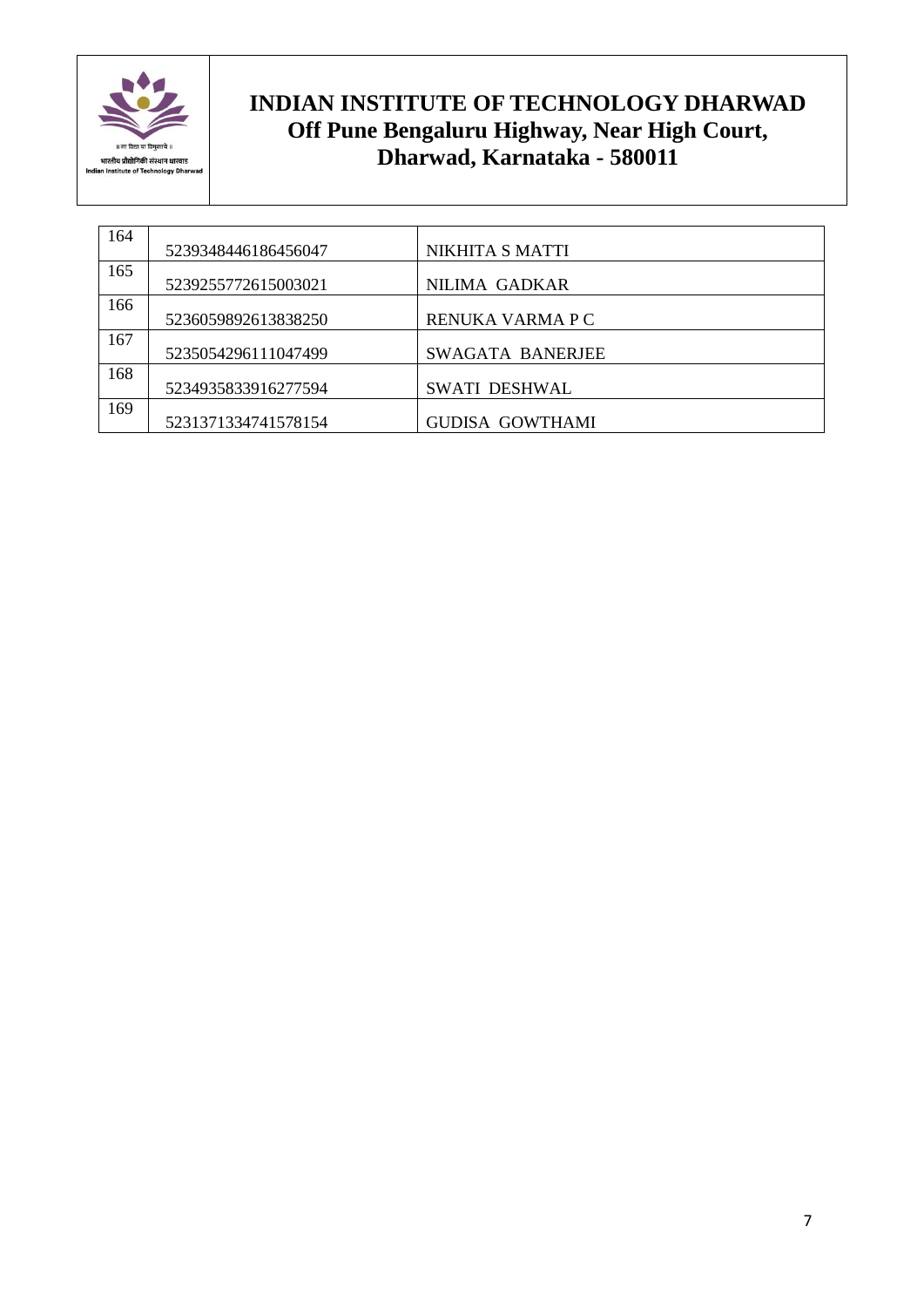# INDIAN INSTITUTE OF TECHNOLOGY DHARWAD
## Off Pune Bengaluru Highway, Near High Court, Dharwad, Karnataka - 580011

| | | |
|---|---|---|
| 164 | 5239348446186456047 | NIKHITA S MATTI |
| 165 | 5239255772615003021 | NILIMA GADKAR |
| 166 | 5236059892613838250 | RENUKA VARMA P C |
| 167 | 5235054296111047499 | SWAGATA BANERJEE |
| 168 | 5234935833916277594 | SWATI DESHWAL |
| 169 | 5231371334741578154 | GUDISA GOWTHAMI |